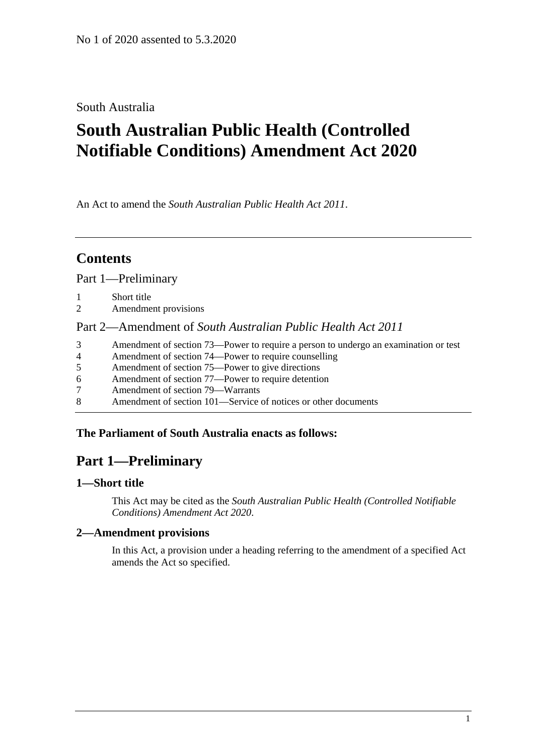No 1 of 2020 assented to 5.3.2020

South Australia

# South Australian Public Health (Controlled Notifiable Conditions) Amendment Act 2020

An Act to amend the *South Australian Public Health Act 2011*.

---

## Contents

Part 1—Preliminary

1 Short title
2 Amendment provisions

Part 2—Amendment of *South Australian Public Health Act 2011*

3 Amendment of section 73—Power to require a person to undergo an examination or test
4 Amendment of section 74—Power to require counselling
5 Amendment of section 75—Power to give directions
6 Amendment of section 77—Power to require detention
7 Amendment of section 79—Warrants
8 Amendment of section 101—Service of notices or other documents

---

**The Parliament of South Australia enacts as follows:**

## Part 1—Preliminary

### 1—Short title

This Act may be cited as the *South Australian Public Health (Controlled Notifiable Conditions) Amendment Act 2020*.

### 2—Amendment provisions

In this Act, a provision under a heading referring to the amendment of a specified Act amends the Act so specified.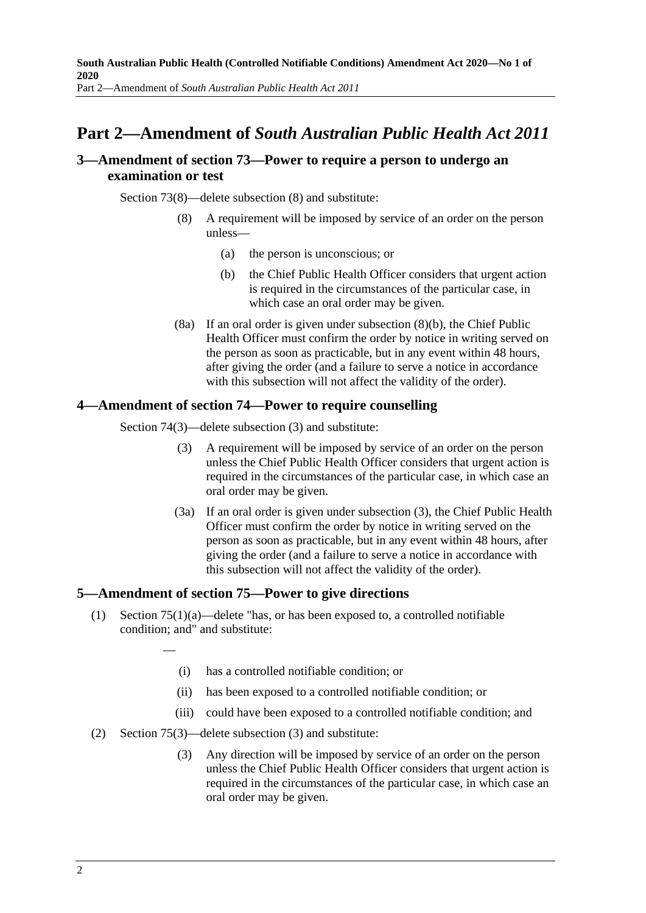# Part 2—Amendment of *South Australian Public Health Act 2011*

## 3—Amendment of section 73—Power to require a person to undergo an examination or test

Section 73(8)—delete subsection (8) and substitute:

> (8) A requirement will be imposed by service of an order on the person unless—
>
> > (a) the person is unconscious; or
> >
> > (b) the Chief Public Health Officer considers that urgent action is required in the circumstances of the particular case, in which case an oral order may be given.
>
> (8a) If an oral order is given under subsection (8)(b), the Chief Public Health Officer must confirm the order by notice in writing served on the person as soon as practicable, but in any event within 48 hours, after giving the order (and a failure to serve a notice in accordance with this subsection will not affect the validity of the order).

## 4—Amendment of section 74—Power to require counselling

Section 74(3)—delete subsection (3) and substitute:

> (3) A requirement will be imposed by service of an order on the person unless the Chief Public Health Officer considers that urgent action is required in the circumstances of the particular case, in which case an oral order may be given.
>
> (3a) If an oral order is given under subsection (3), the Chief Public Health Officer must confirm the order by notice in writing served on the person as soon as practicable, but in any event within 48 hours, after giving the order (and a failure to serve a notice in accordance with this subsection will not affect the validity of the order).

## 5—Amendment of section 75—Power to give directions

(1) Section 75(1)(a)—delete "has, or has been exposed to, a controlled notifiable condition; and" and substitute:

> —
>
> (i) has a controlled notifiable condition; or
>
> (ii) has been exposed to a controlled notifiable condition; or
>
> (iii) could have been exposed to a controlled notifiable condition; and

(2) Section 75(3)—delete subsection (3) and substitute:

> (3) Any direction will be imposed by service of an order on the person unless the Chief Public Health Officer considers that urgent action is required in the circumstances of the particular case, in which case an oral order may be given.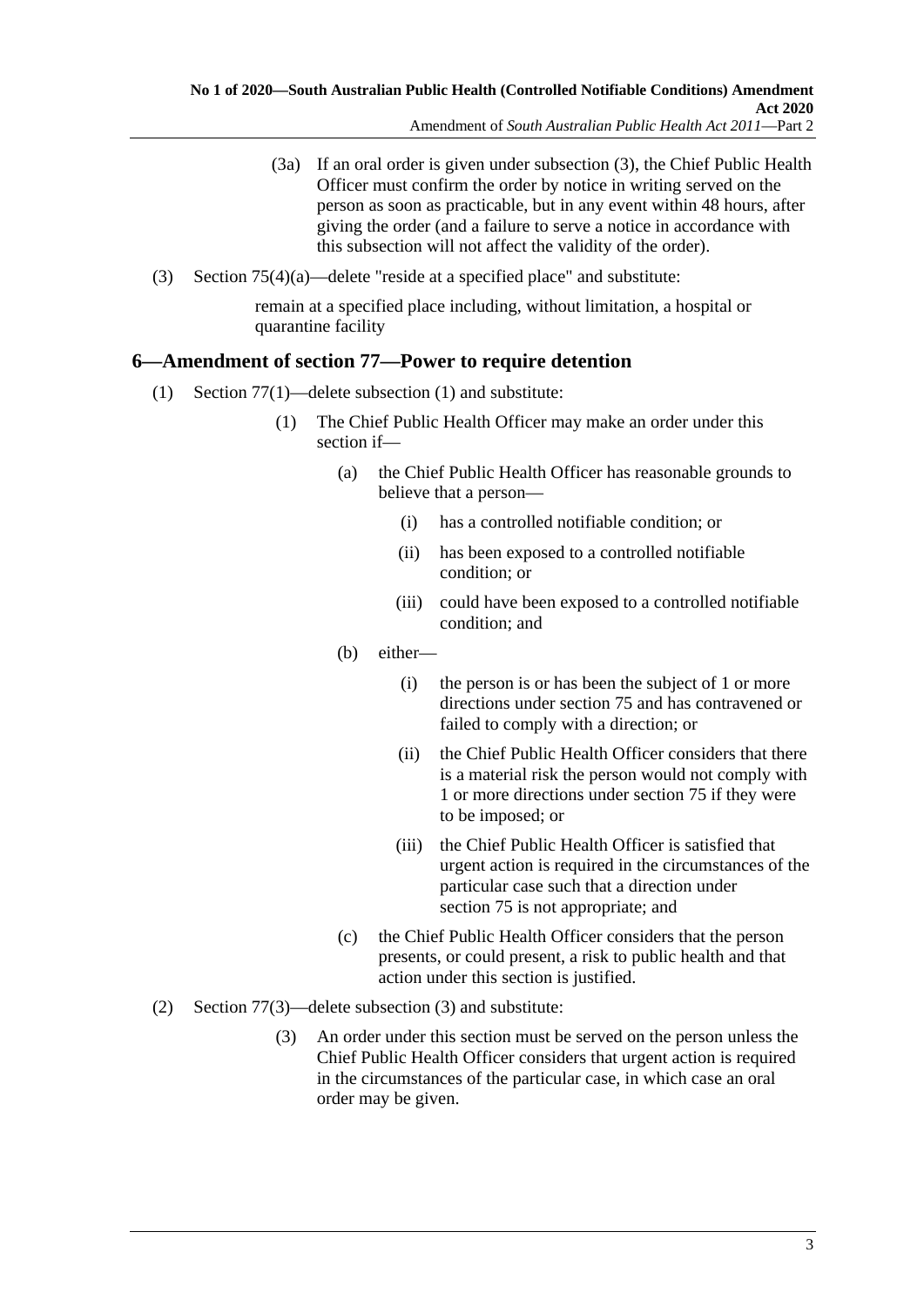(3a) If an oral order is given under subsection (3), the Chief Public Health Officer must confirm the order by notice in writing served on the person as soon as practicable, but in any event within 48 hours, after giving the order (and a failure to serve a notice in accordance with this subsection will not affect the validity of the order).

(3) Section 75(4)(a)—delete "reside at a specified place" and substitute:

remain at a specified place including, without limitation, a hospital or quarantine facility

## 6—Amendment of section 77—Power to require detention

(1) Section 77(1)—delete subsection (1) and substitute:

(1) The Chief Public Health Officer may make an order under this section if—

(a) the Chief Public Health Officer has reasonable grounds to believe that a person—

(i) has a controlled notifiable condition; or

(ii) has been exposed to a controlled notifiable condition; or

(iii) could have been exposed to a controlled notifiable condition; and

(b) either—

(i) the person is or has been the subject of 1 or more directions under section 75 and has contravened or failed to comply with a direction; or

(ii) the Chief Public Health Officer considers that there is a material risk the person would not comply with 1 or more directions under section 75 if they were to be imposed; or

(iii) the Chief Public Health Officer is satisfied that urgent action is required in the circumstances of the particular case such that a direction under section 75 is not appropriate; and

(c) the Chief Public Health Officer considers that the person presents, or could present, a risk to public health and that action under this section is justified.

(2) Section 77(3)—delete subsection (3) and substitute:

(3) An order under this section must be served on the person unless the Chief Public Health Officer considers that urgent action is required in the circumstances of the particular case, in which case an oral order may be given.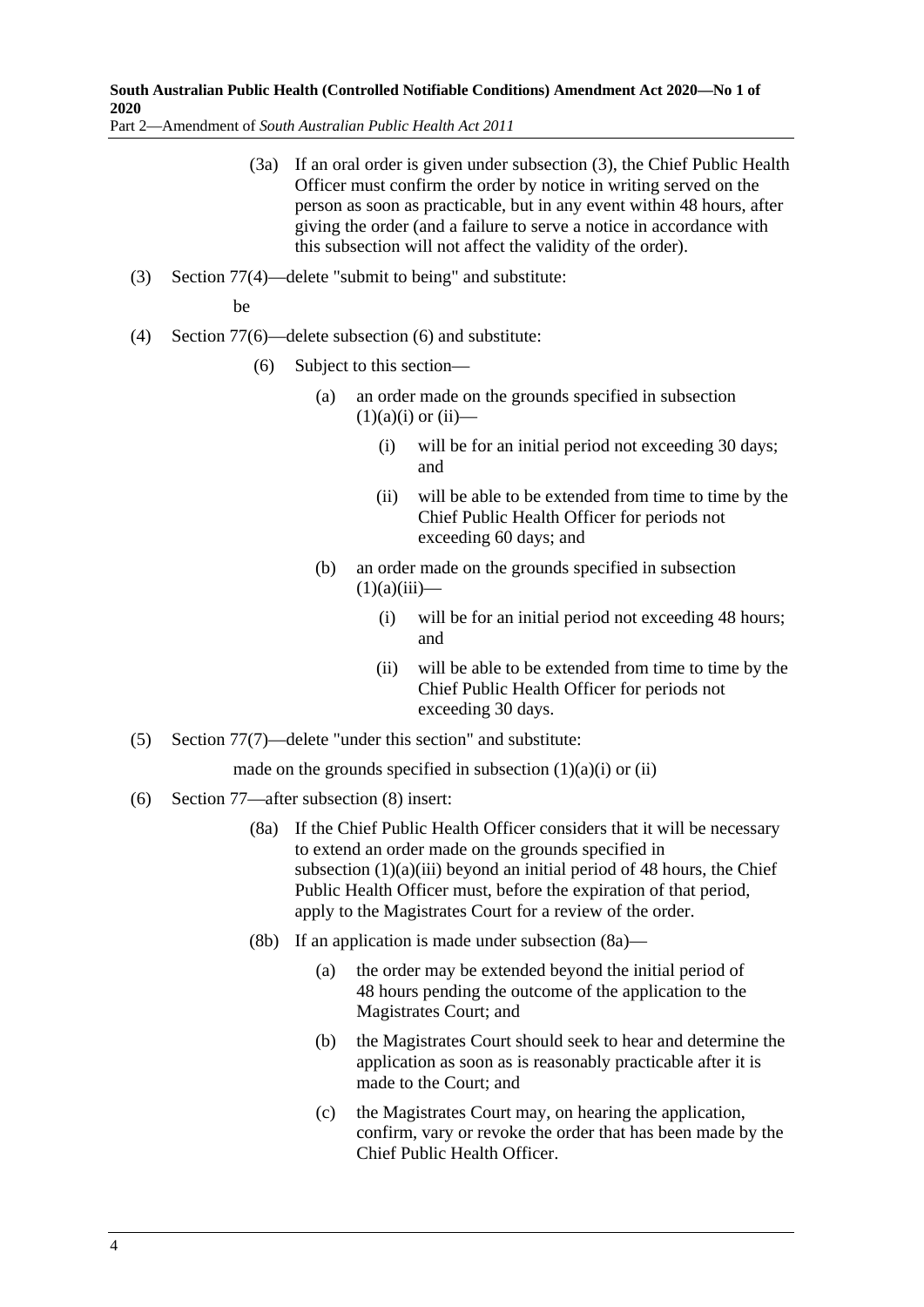(3a) If an oral order is given under subsection (3), the Chief Public Health Officer must confirm the order by notice in writing served on the person as soon as practicable, but in any event within 48 hours, after giving the order (and a failure to serve a notice in accordance with this subsection will not affect the validity of the order).

(3) Section 77(4)—delete "submit to being" and substitute:

be

(4) Section 77(6)—delete subsection (6) and substitute:

(6) Subject to this section—

(a) an order made on the grounds specified in subsection (1)(a)(i) or (ii)—

(i) will be for an initial period not exceeding 30 days; and

(ii) will be able to be extended from time to time by the Chief Public Health Officer for periods not exceeding 60 days; and

(b) an order made on the grounds specified in subsection (1)(a)(iii)—

(i) will be for an initial period not exceeding 48 hours; and

(ii) will be able to be extended from time to time by the Chief Public Health Officer for periods not exceeding 30 days.

(5) Section 77(7)—delete "under this section" and substitute:

made on the grounds specified in subsection (1)(a)(i) or (ii)

(6) Section 77—after subsection (8) insert:

(8a) If the Chief Public Health Officer considers that it will be necessary to extend an order made on the grounds specified in subsection (1)(a)(iii) beyond an initial period of 48 hours, the Chief Public Health Officer must, before the expiration of that period, apply to the Magistrates Court for a review of the order.

(8b) If an application is made under subsection (8a)—

(a) the order may be extended beyond the initial period of 48 hours pending the outcome of the application to the Magistrates Court; and

(b) the Magistrates Court should seek to hear and determine the application as soon as is reasonably practicable after it is made to the Court; and

(c) the Magistrates Court may, on hearing the application, confirm, vary or revoke the order that has been made by the Chief Public Health Officer.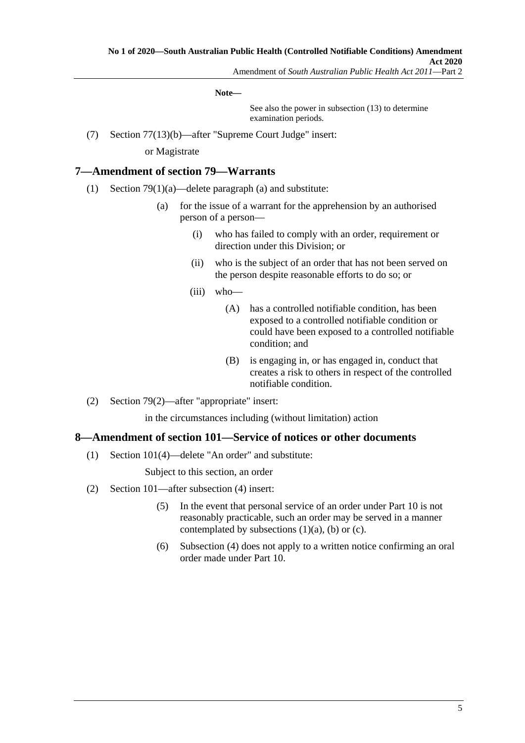**Note—**

See also the power in subsection (13) to determine examination periods.

(7) Section 77(13)(b)—after "Supreme Court Judge" insert:

or Magistrate

## 7—Amendment of section 79—Warrants

(1) Section 79(1)(a)—delete paragraph (a) and substitute:

(a) for the issue of a warrant for the apprehension by an authorised person of a person—

(i) who has failed to comply with an order, requirement or direction under this Division; or

(ii) who is the subject of an order that has not been served on the person despite reasonable efforts to do so; or

(iii) who—

(A) has a controlled notifiable condition, has been exposed to a controlled notifiable condition or could have been exposed to a controlled notifiable condition; and

(B) is engaging in, or has engaged in, conduct that creates a risk to others in respect of the controlled notifiable condition.

(2) Section 79(2)—after "appropriate" insert:

in the circumstances including (without limitation) action

## 8—Amendment of section 101—Service of notices or other documents

(1) Section 101(4)—delete "An order" and substitute:

Subject to this section, an order

(2) Section 101—after subsection (4) insert:

(5) In the event that personal service of an order under Part 10 is not reasonably practicable, such an order may be served in a manner contemplated by subsections (1)(a), (b) or (c).

(6) Subsection (4) does not apply to a written notice confirming an oral order made under Part 10.